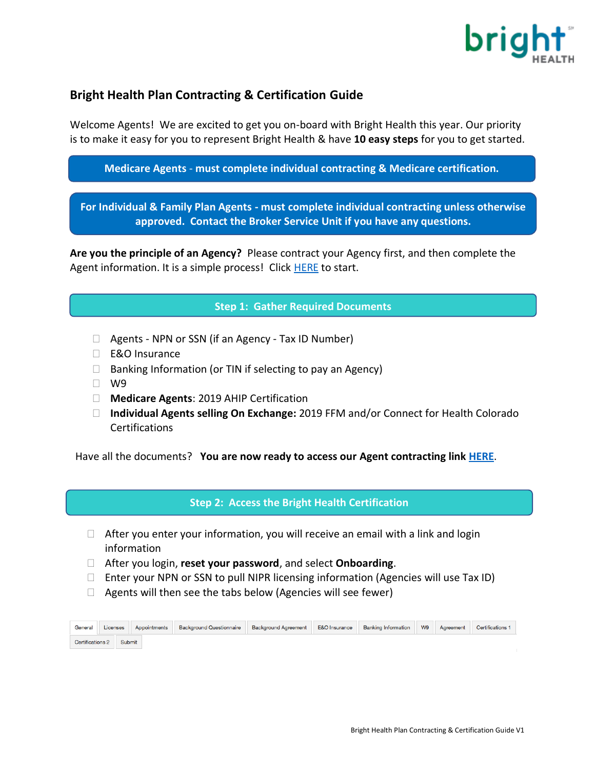# Bright Health Plan Contracting & Certification Guide

Welcome Agents! We are excited to get you on-board with Bright Health this year. Our priority is to make it easy for you to represent Bright Health & have **10 easy steps** for you to get started.

**Medicare Agents - must complete individual contracting & Medicare certification.**

**For Individual & Family Plan Agents - must complete individual contracting unless otherwise approved. Contact the Broker Service Unit if you have any questions.**

**Are you the principle of an Agency?** Please contract your Agency first, and then complete the Agent information. It is a simple process! Click HERE to start.

## Step 1: Gather Required Documents

- Agents - NPN or SSN (if an Agency - Tax ID Number)
- E&O Insurance
- Banking Information (or TIN if selecting to pay an Agency)
- W9
- **Medicare Agents**: 2019 AHIP Certification
- **Individual Agents selling On Exchange:** 2019 FFM and/or Connect for Health Colorado Certifications

Have all the documents? **You are now ready to access our Agent contracting link HERE**.

## Step 2: Access the Bright Health Certification

- After you enter your information, you will receive an email with a link and login information
- After you login, **reset your password**, and select **Onboarding**.
- Enter your NPN or SSN to pull NIPR licensing information (Agencies will use Tax ID)
- Agents will then see the tabs below (Agencies will see fewer)

General | Licenses | Appointments | Background Questionnaire | Background Agreement | E&O Insurance | Banking Information | W9 | Agreement | Certifications 1 | Certifications 2 | Submit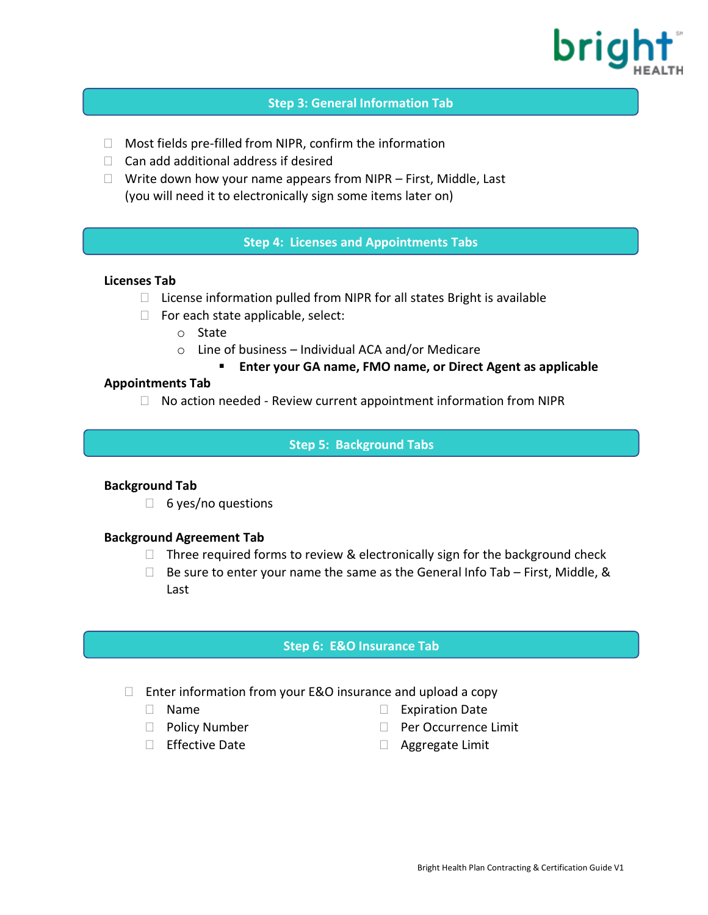## Step 3: General Information Tab

- ☐ Most fields pre-filled from NIPR, confirm the information
- ☐ Can add additional address if desired
- ☐ Write down how your name appears from NIPR – First, Middle, Last (you will need it to electronically sign some items later on)

## Step 4: Licenses and Appointments Tabs

**Licenses Tab**

- ☐ License information pulled from NIPR for all states Bright is available
- ☐ For each state applicable, select:
  - State
  - Line of business – Individual ACA and/or Medicare
    - **Enter your GA name, FMO name, or Direct Agent as applicable**

**Appointments Tab**

- ☐ No action needed - Review current appointment information from NIPR

## Step 5: Background Tabs

**Background Tab**

- ☐ 6 yes/no questions

**Background Agreement Tab**

- ☐ Three required forms to review & electronically sign for the background check
- ☐ Be sure to enter your name the same as the General Info Tab – First, Middle, & Last

## Step 6: E&O Insurance Tab

- ☐ Enter information from your E&O insurance and upload a copy
  - ☐ Name
  - ☐ Policy Number
  - ☐ Effective Date
  - ☐ Expiration Date
  - ☐ Per Occurrence Limit
  - ☐ Aggregate Limit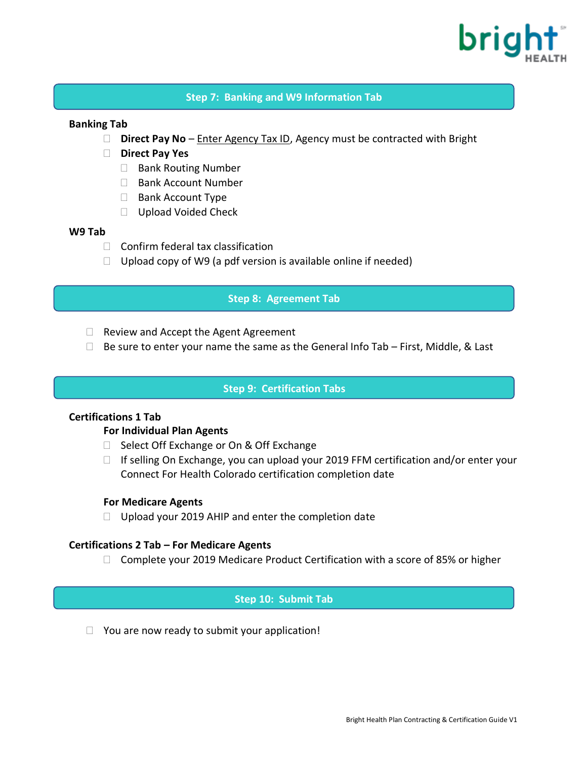## Step 7: Banking and W9 Information Tab

**Banking Tab**

- **Direct Pay No** – Enter Agency Tax ID, Agency must be contracted with Bright
- **Direct Pay Yes**
  - Bank Routing Number
  - Bank Account Number
  - Bank Account Type
  - Upload Voided Check

**W9 Tab**

- Confirm federal tax classification
- Upload copy of W9 (a pdf version is available online if needed)

## Step 8: Agreement Tab

- Review and Accept the Agent Agreement
- Be sure to enter your name the same as the General Info Tab – First, Middle, & Last

## Step 9: Certification Tabs

**Certifications 1 Tab**

**For Individual Plan Agents**

- Select Off Exchange or On & Off Exchange
- If selling On Exchange, you can upload your 2019 FFM certification and/or enter your Connect For Health Colorado certification completion date

**For Medicare Agents**

- Upload your 2019 AHIP and enter the completion date

**Certifications 2 Tab – For Medicare Agents**

- Complete your 2019 Medicare Product Certification with a score of 85% or higher

## Step 10: Submit Tab

- You are now ready to submit your application!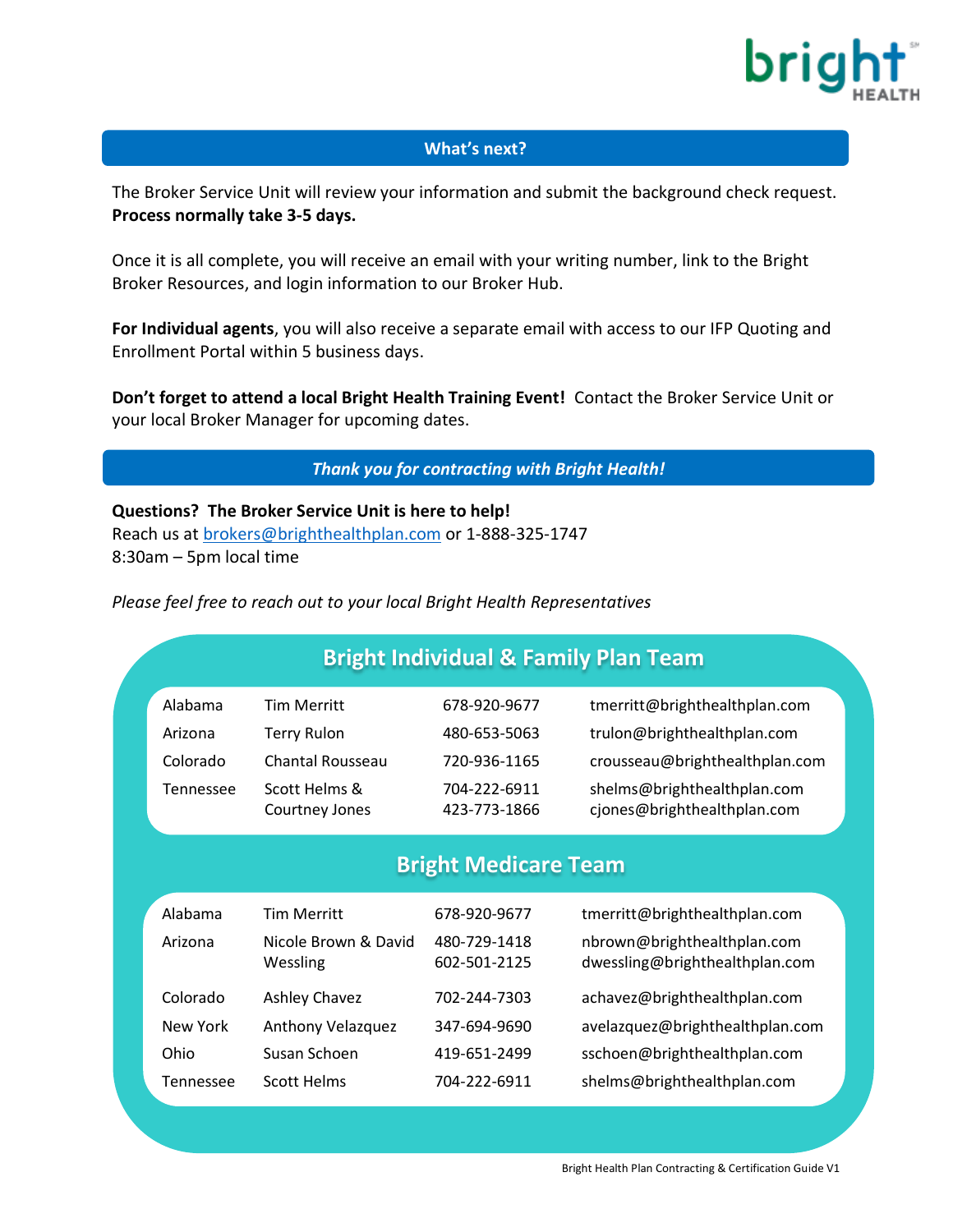## What's next?

The Broker Service Unit will review your information and submit the background check request. **Process normally take 3-5 days.**

Once it is all complete, you will receive an email with your writing number, link to the Bright Broker Resources, and login information to our Broker Hub.

**For Individual agents**, you will also receive a separate email with access to our IFP Quoting and Enrollment Portal within 5 business days.

**Don't forget to attend a local Bright Health Training Event!** Contact the Broker Service Unit or your local Broker Manager for upcoming dates.

## *Thank you for contracting with Bright Health!*

**Questions? The Broker Service Unit is here to help!**
Reach us at brokers@brighthealthplan.com or 1-888-325-1747
8:30am – 5pm local time

*Please feel free to reach out to your local Bright Health Representatives*

### Bright Individual & Family Plan Team

| | | | |
|---|---|---|---|
| Alabama | Tim Merritt | 678-920-9677 | tmerritt@brighthealthplan.com |
| Arizona | Terry Rulon | 480-653-5063 | trulon@brighthealthplan.com |
| Colorado | Chantal Rousseau | 720-936-1165 | crousseau@brighthealthplan.com |
| Tennessee | Scott Helms & Courtney Jones | 704-222-6911 423-773-1866 | shelms@brighthealthplan.com cjones@brighthealthplan.com |

### Bright Medicare Team

| | | | |
|---|---|---|---|
| Alabama | Tim Merritt | 678-920-9677 | tmerritt@brighthealthplan.com |
| Arizona | Nicole Brown & David Wessling | 480-729-1418 602-501-2125 | nbrown@brighthealthplan.com dwessling@brighthealthplan.com |
| Colorado | Ashley Chavez | 702-244-7303 | achavez@brighthealthplan.com |
| New York | Anthony Velazquez | 347-694-9690 | avelazquez@brighthealthplan.com |
| Ohio | Susan Schoen | 419-651-2499 | sschoen@brighthealthplan.com |
| Tennessee | Scott Helms | 704-222-6911 | shelms@brighthealthplan.com |